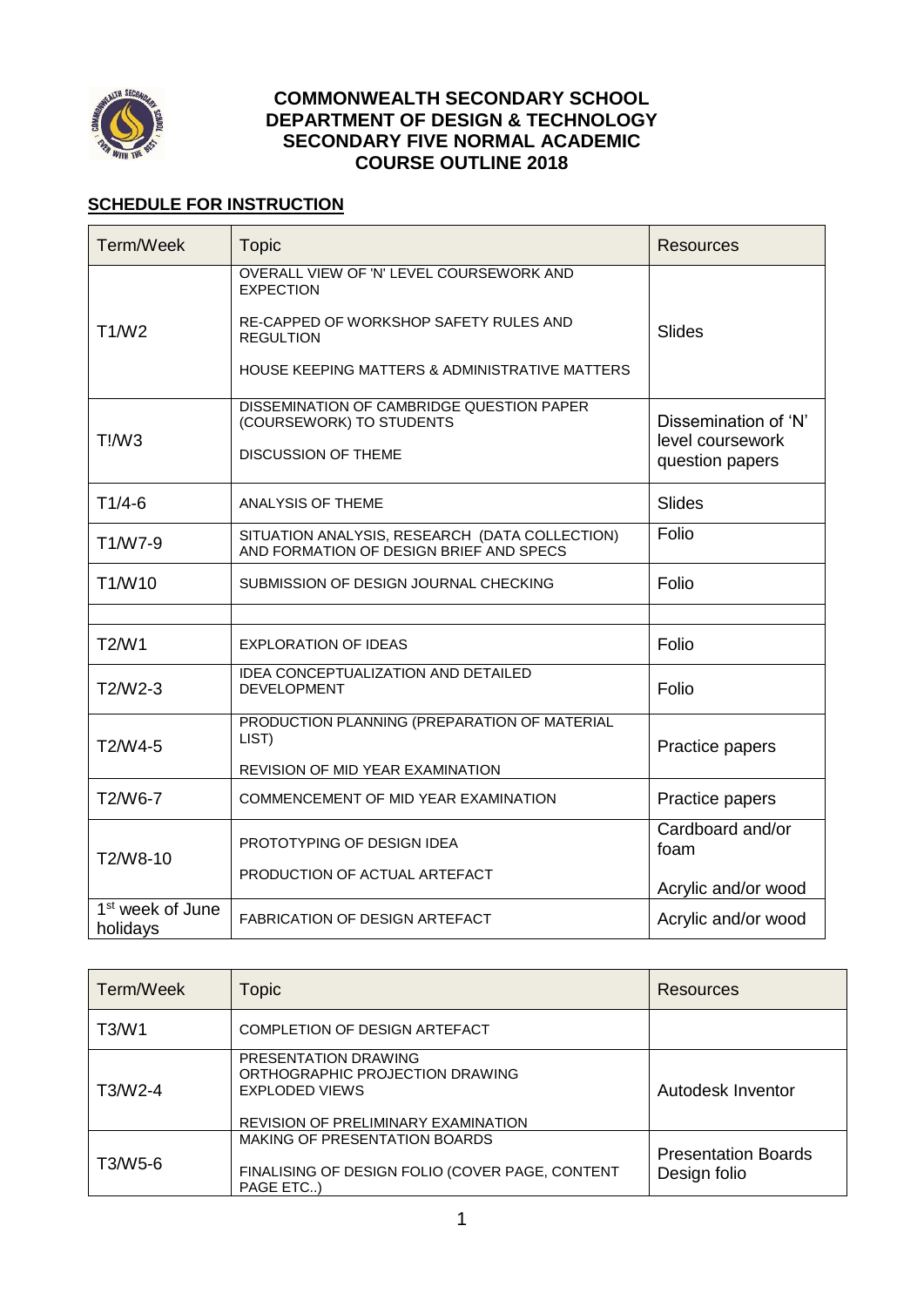# COMMONWEALTH SECONDARY SCHOOL
# DEPARTMENT OF DESIGN & TECHNOLOGY
# SECONDARY FIVE NORMAL ACADEMIC
# COURSE OUTLINE 2018

## SCHEDULE FOR INSTRUCTION

| Term/Week | Topic | Resources |
|---|---|---|
| T1/W2 | OVERALL VIEW OF 'N' LEVEL COURSEWORK AND EXPECTION<br><br>RE-CAPPED OF WORKSHOP SAFETY RULES AND REGULTION<br><br>HOUSE KEEPING MATTERS & ADMINISTRATIVE MATTERS | Slides |
| T!/W3 | DISSEMINATION OF CAMBRIDGE QUESTION PAPER (COURSEWORK) TO STUDENTS<br><br>DISCUSSION OF THEME | Dissemination of 'N' level coursework question papers |
| T1/4-6 | ANALYSIS OF THEME | Slides |
| T1/W7-9 | SITUATION ANALYSIS, RESEARCH (DATA COLLECTION) AND FORMATION OF DESIGN BRIEF AND SPECS | Folio |
| T1/W10 | SUBMISSION OF DESIGN JOURNAL CHECKING | Folio |
| | | |
| T2/W1 | EXPLORATION OF IDEAS | Folio |
| T2/W2-3 | IDEA CONCEPTUALIZATION AND DETAILED DEVELOPMENT | Folio |
| T2/W4-5 | PRODUCTION PLANNING (PREPARATION OF MATERIAL LIST)<br><br>REVISION OF MID YEAR EXAMINATION | Practice papers |
| T2/W6-7 | COMMENCEMENT OF MID YEAR EXAMINATION | Practice papers |
| T2/W8-10 | PROTOTYPING OF DESIGN IDEA<br><br>PRODUCTION OF ACTUAL ARTEFACT | Cardboard and/or foam<br><br>Acrylic and/or wood |
| 1st week of June holidays | FABRICATION OF DESIGN ARTEFACT | Acrylic and/or wood |

| Term/Week | Topic | Resources |
|---|---|---|
| T3/W1 | COMPLETION OF DESIGN ARTEFACT | |
| T3/W2-4 | PRESENTATION DRAWING<br>ORTHOGRAPHIC PROJECTION DRAWING<br>EXPLODED VIEWS<br><br>REVISION OF PRELIMINARY EXAMINATION | Autodesk Inventor |
| T3/W5-6 | MAKING OF PRESENTATION BOARDS<br><br>FINALISING OF DESIGN FOLIO (COVER PAGE, CONTENT PAGE ETC..) | Presentation Boards<br>Design folio |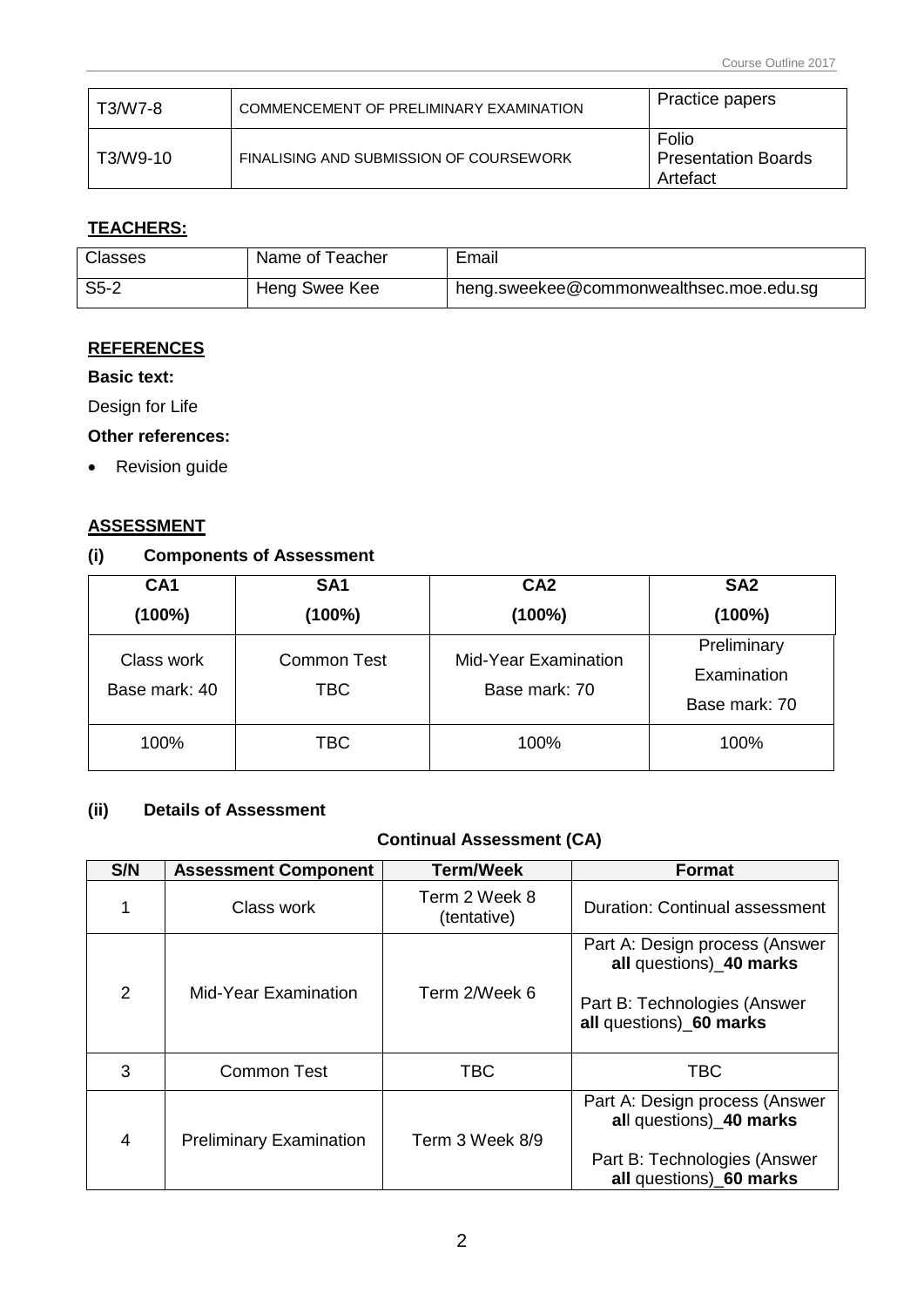| | | |
|---|---|---|
| T3/W7-8 | COMMENCEMENT OF PRELIMINARY EXAMINATION | Practice papers |
| T3/W9-10 | FINALISING AND SUBMISSION OF COURSEWORK | Folio<br>Presentation Boards<br>Artefact |

## TEACHERS:

| Classes | Name of Teacher | Email |
|---|---|---|
| S5-2 | Heng Swee Kee | heng.sweekee@commonwealthsec.moe.edu.sg |

## REFERENCES

**Basic text:**

Design for Life

**Other references:**

- Revision guide

## ASSESSMENT

### (i) Components of Assessment

| CA1<br>(100%) | SA1<br>(100%) | CA2<br>(100%) | SA2<br>(100%) |
|---|---|---|---|
| Class work<br>Base mark: 40 | Common Test<br>TBC | Mid-Year Examination<br>Base mark: 70 | Preliminary Examination<br>Base mark: 70 |
| 100% | TBC | 100% | 100% |

### (ii) Details of Assessment

**Continual Assessment (CA)**

| S/N | Assessment Component | Term/Week | Format |
|---|---|---|---|
| 1 | Class work | Term 2 Week 8 (tentative) | Duration: Continual assessment |
| 2 | Mid-Year Examination | Term 2/Week 6 | Part A: Design process (Answer **all** questions)_**40 marks**<br>Part B: Technologies (Answer **all** questions)_**60 marks** |
| 3 | Common Test | TBC | TBC |
| 4 | Preliminary Examination | Term 3 Week 8/9 | Part A: Design process (Answer **al**l questions)_**40 marks**<br>Part B: Technologies (Answer **all** questions)_**60 marks** |